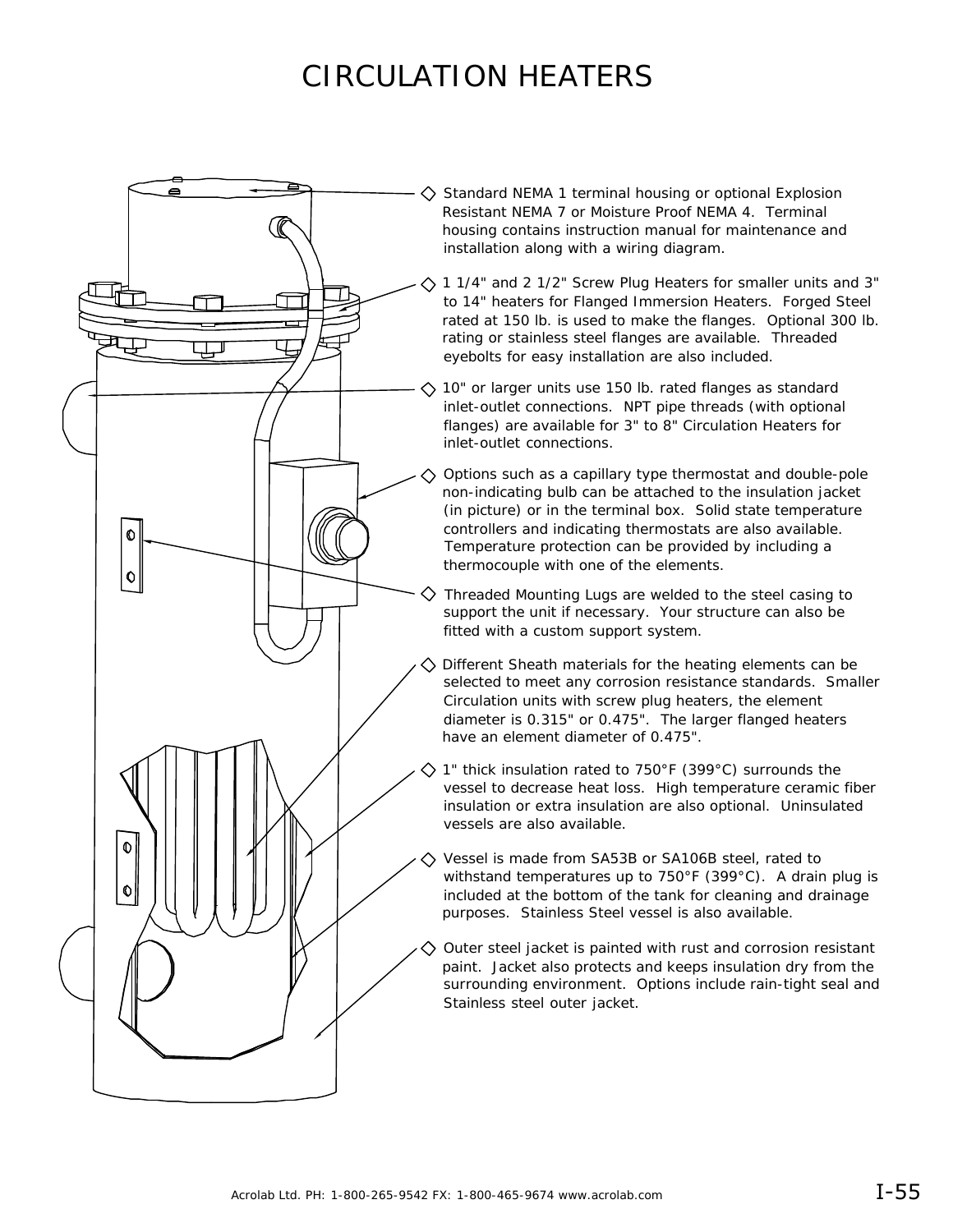# CIRCULATION HEATERS

- Standard NEMA 1 terminal housing or optional Explosion Resistant NEMA 7 or Moisture Proof NEMA 4. Terminal housing contains instruction manual for maintenance and installation along with a wiring diagram.
- 1 1/4" and 2 1/2" Screw Plug Heaters for smaller units and 3" to 14" heaters for Flanged Immersion Heaters. Forged Steel rated at 150 lb. is used to make the flanges. Optional 300 lb. rating or stainless steel flanges are available. Threaded eyebolts for easy installation are also included.
- 10" or larger units use 150 lb. rated flanges as standard inlet-outlet connections. NPT pipe threads (with optional flanges) are available for 3" to 8" Circulation Heaters for inlet-outlet connections.
- Options such as a capillary type thermostat and double-pole non-indicating bulb can be attached to the insulation jacket (in picture) or in the terminal box. Solid state temperature controllers and indicating thermostats are also available. Temperature protection can be provided by including a thermocouple with one of the elements.
- Threaded Mounting Lugs are welded to the steel casing to support the unit if necessary. Your structure can also be fitted with a custom support system.
- Different Sheath materials for the heating elements can be selected to meet any corrosion resistance standards. Smaller Circulation units with screw plug heaters, the element diameter is 0.315" or 0.475". The larger flanged heaters have an element diameter of 0.475".
- 1" thick insulation rated to 750°F (399°C) surrounds the vessel to decrease heat loss. High temperature ceramic fiber insulation or extra insulation are also optional. Uninsulated vessels are also available.
- Vessel is made from SA53B or SA106B steel, rated to withstand temperatures up to 750°F (399°C). A drain plug is included at the bottom of the tank for cleaning and drainage purposes. Stainless Steel vessel is also available.
- Outer steel jacket is painted with rust and corrosion resistant paint. Jacket also protects and keeps insulation dry from the surrounding environment. Options include rain-tight seal and Stainless steel outer jacket.

Acrolab Ltd. PH: 1-800-265-9542 FX: 1-800-465-9674 www.acrolab.com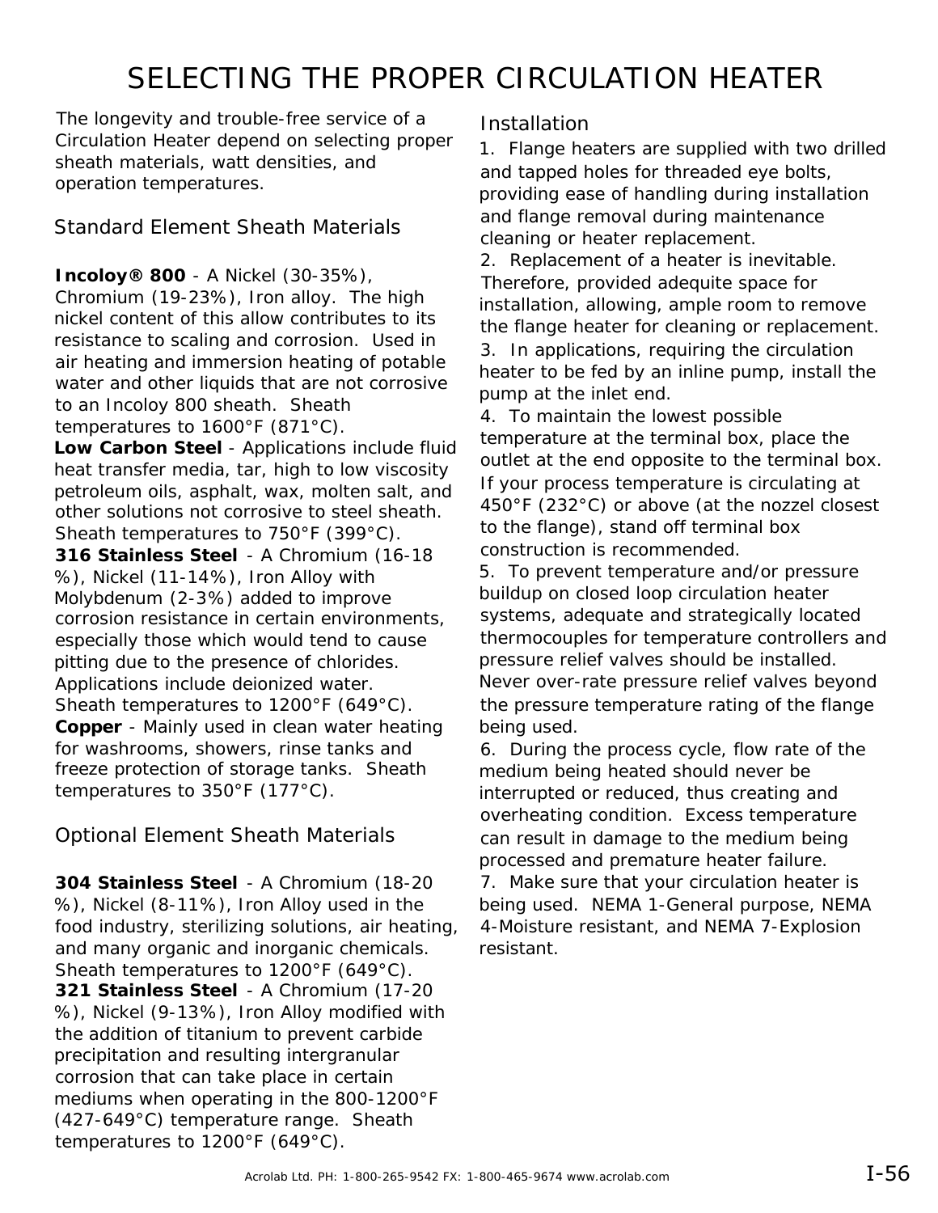# SELECTING THE PROPER CIRCULATION HEATER

The longevity and trouble-free service of a Circulation Heater depend on selecting proper sheath materials, watt densities, and operation temperatures.

## Standard Element Sheath Materials

**Incoloy® 800** - A Nickel (30-35%), Chromium (19-23%), Iron alloy. The high nickel content of this allow contributes to its resistance to scaling and corrosion. Used in air heating and immersion heating of potable water and other liquids that are not corrosive to an Incoloy 800 sheath. Sheath temperatures to 1600°F (871°C).

**Low Carbon Steel** - Applications include fluid heat transfer media, tar, high to low viscosity petroleum oils, asphalt, wax, molten salt, and other solutions not corrosive to steel sheath. Sheath temperatures to 750°F (399°C).

**316 Stainless Steel** - A Chromium (16-18 %), Nickel (11-14%), Iron Alloy with Molybdenum (2-3%) added to improve corrosion resistance in certain environments, especially those which would tend to cause pitting due to the presence of chlorides. Applications include deionized water. Sheath temperatures to 1200°F (649°C).

**Copper** - Mainly used in clean water heating for washrooms, showers, rinse tanks and freeze protection of storage tanks. Sheath temperatures to 350°F (177°C).

## Optional Element Sheath Materials

**304 Stainless Steel** - A Chromium (18-20 %), Nickel (8-11%), Iron Alloy used in the food industry, sterilizing solutions, air heating, and many organic and inorganic chemicals. Sheath temperatures to 1200°F (649°C).

**321 Stainless Steel** - A Chromium (17-20 %), Nickel (9-13%), Iron Alloy modified with the addition of titanium to prevent carbide precipitation and resulting intergranular corrosion that can take place in certain mediums when operating in the 800-1200°F (427-649°C) temperature range. Sheath temperatures to 1200°F (649°C).

## Installation

1. Flange heaters are supplied with two drilled and tapped holes for threaded eye bolts, providing ease of handling during installation and flange removal during maintenance cleaning or heater replacement.
2. Replacement of a heater is inevitable. Therefore, provided adequite space for installation, allowing, ample room to remove the flange heater for cleaning or replacement.
3. In applications, requiring the circulation heater to be fed by an inline pump, install the pump at the inlet end.
4. To maintain the lowest possible temperature at the terminal box, place the outlet at the end opposite to the terminal box. If your process temperature is circulating at 450°F (232°C) or above (at the nozzel closest to the flange), stand off terminal box construction is recommended.
5. To prevent temperature and/or pressure buildup on closed loop circulation heater systems, adequate and strategically located thermocouples for temperature controllers and pressure relief valves should be installed. Never over-rate pressure relief valves beyond the pressure temperature rating of the flange being used.
6. During the process cycle, flow rate of the medium being heated should never be interrupted or reduced, thus creating and overheating condition. Excess temperature can result in damage to the medium being processed and premature heater failure.
7. Make sure that your circulation heater is being used. NEMA 1-General purpose, NEMA 4-Moisture resistant, and NEMA 7-Explosion resistant.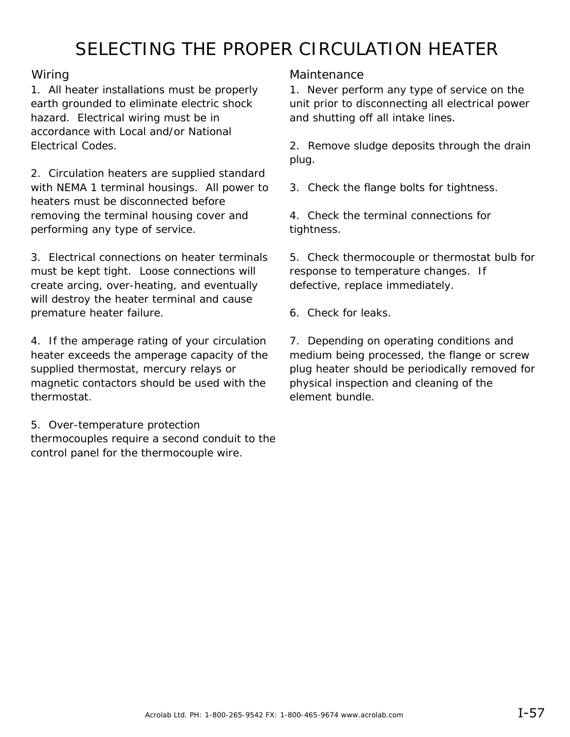# SELECTING THE PROPER CIRCULATION HEATER

## Wiring

1. All heater installations must be properly earth grounded to eliminate electric shock hazard. Electrical wiring must be in accordance with Local and/or National Electrical Codes.

2. Circulation heaters are supplied standard with NEMA 1 terminal housings. All power to heaters must be disconnected before removing the terminal housing cover and performing any type of service.

3. Electrical connections on heater terminals must be kept tight. Loose connections will create arcing, over-heating, and eventually will destroy the heater terminal and cause premature heater failure.

4. If the amperage rating of your circulation heater exceeds the amperage capacity of the supplied thermostat, mercury relays or magnetic contactors should be used with the thermostat.

5. Over-temperature protection thermocouples require a second conduit to the control panel for the thermocouple wire.

## Maintenance

1. Never perform any type of service on the unit prior to disconnecting all electrical power and shutting off all intake lines.

2. Remove sludge deposits through the drain plug.

3. Check the flange bolts for tightness.

4. Check the terminal connections for tightness.

5. Check thermocouple or thermostat bulb for response to temperature changes. If defective, replace immediately.

6. Check for leaks.

7. Depending on operating conditions and medium being processed, the flange or screw plug heater should be periodically removed for physical inspection and cleaning of the element bundle.